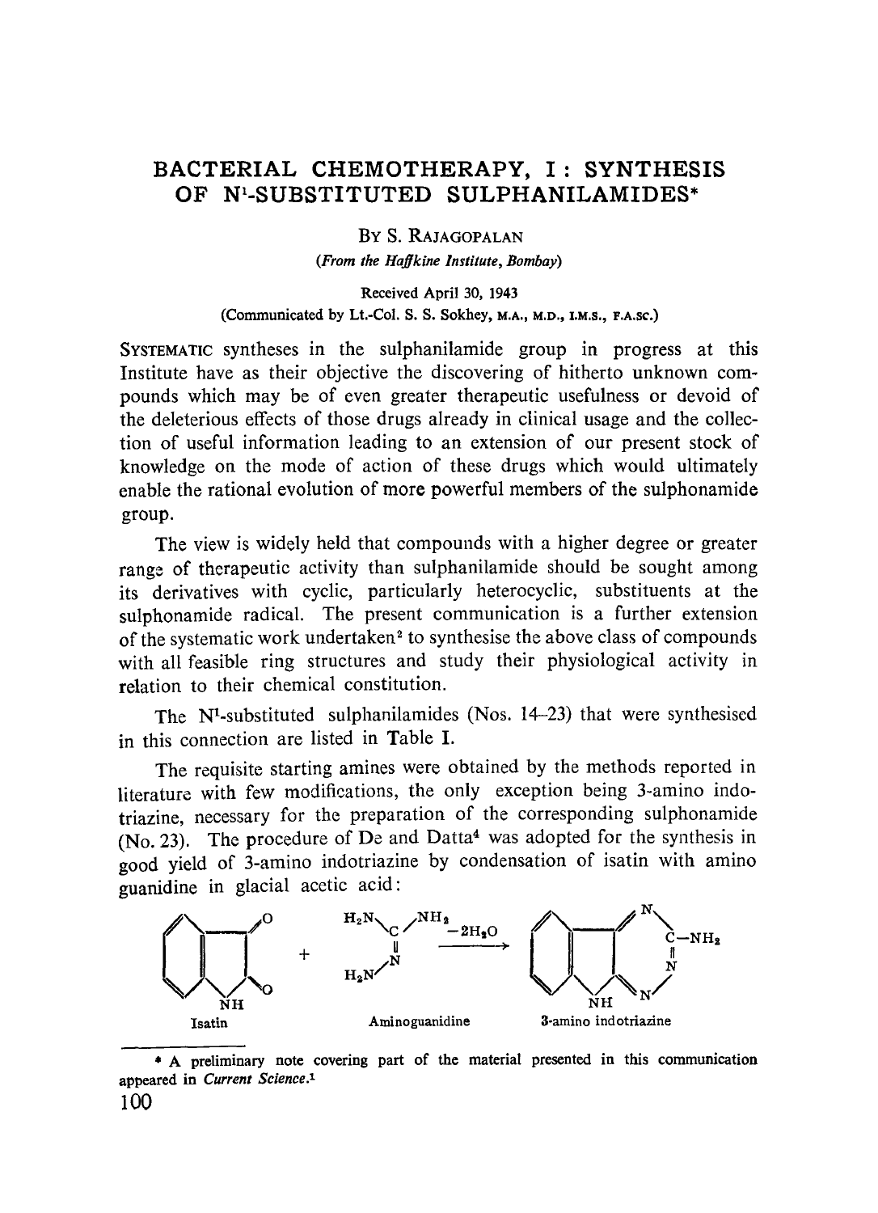# BACTERIAL CHEMOTHERAPY, I: SYNTHESIS OF N[1]-SUBSTITUTED SULPHANILAMIDES*

By S. Rajagopalan

*(From the Haffkine Institute, Bombay)*

Received April 30, 1943

(Communicated by Lt.-Col. S. S. Sokhey, M.A., M.D., I.M.S., F.A.SC.)

Systematic syntheses in the sulphanilamide group in progress at this Institute have as their objective the discovering of hitherto unknown compounds which may be of even greater therapeutic usefulness or devoid of the deleterious effects of those drugs already in clinical usage and the collection of useful information leading to an extension of our present stock of knowledge on the mode of action of these drugs which would ultimately enable the rational evolution of more powerful members of the sulphonamide group.

The view is widely held that compounds with a higher degree or greater range of therapeutic activity than sulphanilamide should be sought among its derivatives with cyclic, particularly heterocyclic, substituents at the sulphonamide radical. The present communication is a further extension of the systematic work undertaken[2] to synthesise the above class of compounds with all feasible ring structures and study their physiological activity in relation to their chemical constitution.

The N[1]-substituted sulphanilamides (Nos. 14–23) that were synthesised in this connection are listed in Table I.

The requisite starting amines were obtained by the methods reported in literature with few modifications, the only exception being 3-amino indotriazine, necessary for the preparation of the corresponding sulphonamide (No. 23). The procedure of De and Datta[4] was adopted for the synthesis in good yield of 3-amino indotriazine by condensation of isatin with amino guanidine in glacial acetic acid:

$$\text{Isatin} + \text{Aminoguanidine} \xrightarrow{-2H_2O} \text{3-amino indotriazine}$$

---

\* A preliminary note covering part of the material presented in this communication appeared in *Current Science*.[1]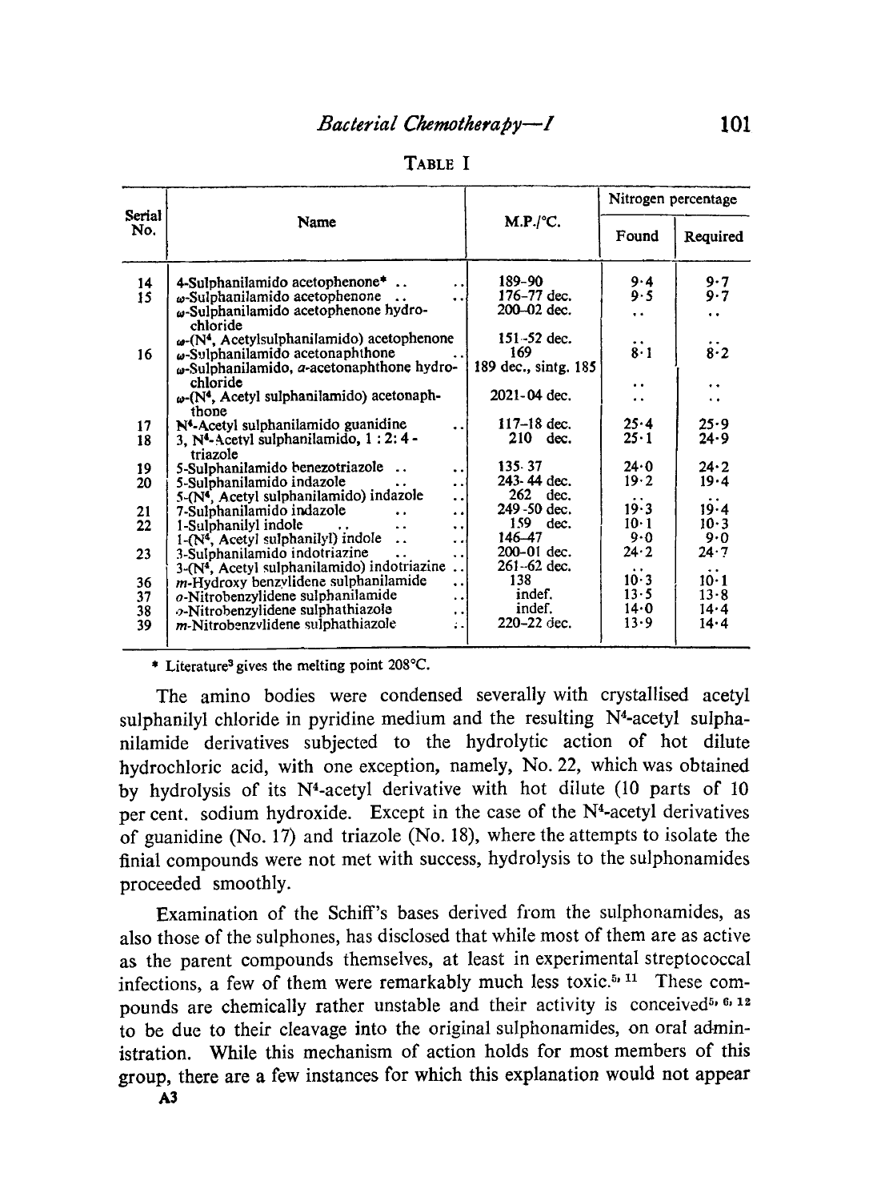TABLE I

| Serial No. | Name | M.P./°C. | Nitrogen percentage | |
|---|---|---|---|---|
| | | | Found | Required |
| 14 | 4-Sulphanilamido acetophenone* | 189–90 | 9·4 | 9·7 |
| 15 | ω-Sulphanilamido acetophenone | 176–77 dec. | 9·5 | 9·7 |
| | ω-Sulphanilamido acetophenone hydrochloride | 200–02 dec. | .. | .. |
| | ω-(N[4], Acetylsulphanilamido) acetophenone | 151–52 dec. | .. | .. |
| 16 | ω-Sulphanilamido acetonaphthone | 169 | 8·1 | 8·2 |
| | ω-Sulphanilamido, α-acetonaphthone hydrochloride | 189 dec., sintg. 185 | .. | .. |
| | ω-(N[4], Acetyl sulphanilamido) acetonaphthone | 2021–04 dec. | .. | .. |
| 17 | N[4]-Acetyl sulphanilamido guanidine | 117–18 dec. | 25·4 | 25·9 |
| 18 | 3, N[4]-Acetyl sulphanilamido, 1 : 2 : 4-triazole | 210 dec. | 25·1 | 24·9 |
| 19 | 5-Sulphanilamido benezotriazole | 135–37 | 24·0 | 24·2 |
| 20 | 5-Sulphanilamido indazole | 243–44 dec. | 19·2 | 19·4 |
| | 5-(N[4], Acetyl sulphanilamido) indazole | 262 dec. | .. | .. |
| 21 | 7-Sulphanilamido indazole | 249–50 dec. | 19·3 | 19·4 |
| 22 | 1-Sulphanilyl indole | 159 dec. | 10·1 | 10·3 |
| | 1-(N[4], Acetyl sulphanilyl) indole | 146–47 | 9·0 | 9·0 |
| 23 | 3-Sulphanilamido indotriazine | 200–01 dec. | 24·2 | 24·7 |
| | 3-(N[4], Acetyl sulphanilamido) indotriazine | 261–62 dec. | .. | .. |
| 36 | m-Hydroxy benzylidene sulphanilamide | 138 | 10·3 | 10·1 |
| 37 | o-Nitrobenzylidene sulphanilamide | indef. | 13·5 | 13·8 |
| 38 | o-Nitrobenzylidene sulphathiazole | indef. | 14·0 | 14·4 |
| 39 | m-Nitrobenzylidene sulphathiazole | 220–22 dec. | 13·9 | 14·4 |

\* Literature[3] gives the melting point 208°C.

The amino bodies were condensed severally with crystallised acetyl sulphanilyl chloride in pyridine medium and the resulting N[4]-acetyl sulphanilamide derivatives subjected to the hydrolytic action of hot dilute hydrochloric acid, with one exception, namely, No. 22, which was obtained by hydrolysis of its N[4]-acetyl derivative with hot dilute (10 parts of 10 per cent. sodium hydroxide. Except in the case of the N[4]-acetyl derivatives of guanidine (No. 17) and triazole (No. 18), where the attempts to isolate the finial compounds were not met with success, hydrolysis to the sulphonamides proceeded smoothly.

Examination of the Schiff's bases derived from the sulphonamides, as also those of the sulphones, has disclosed that while most of them are as active as the parent compounds themselves, at least in experimental streptococcal infections, a few of them were remarkably much less toxic.[5, 11] These compounds are chemically rather unstable and their activity is conceived[5, 6, 12] to be due to their cleavage into the original sulphonamides, on oral administration. While this mechanism of action holds for most members of this group, there are a few instances for which this explanation would not appear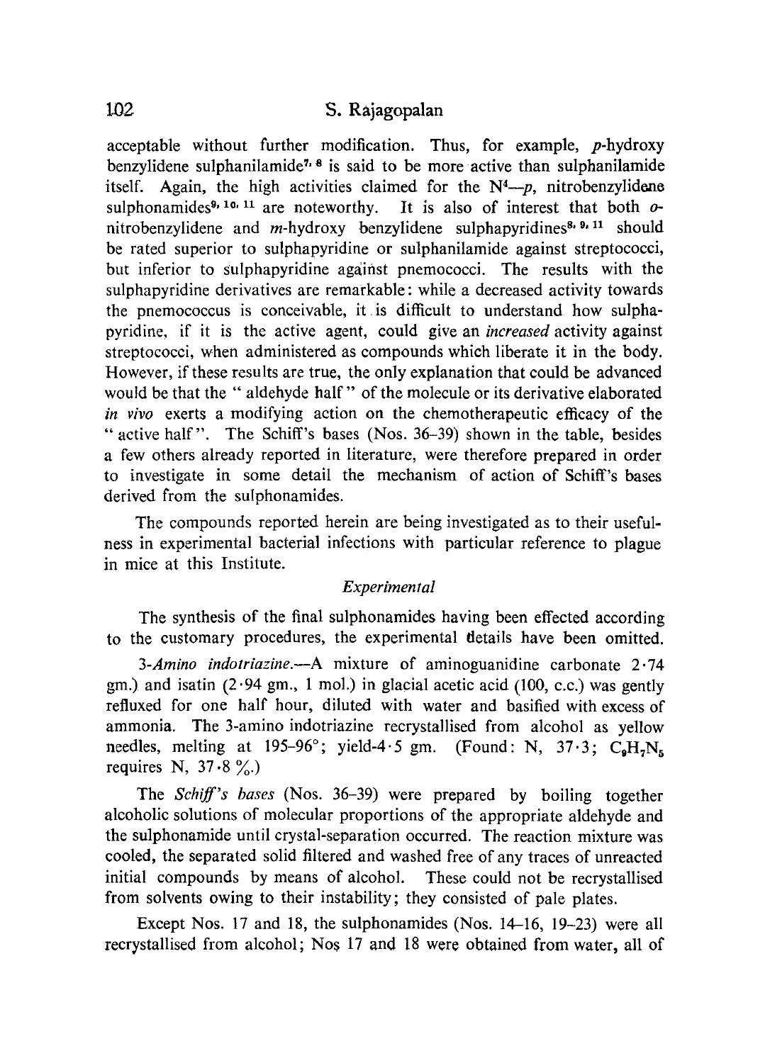acceptable without further modification. Thus, for example, *p*-hydroxy benzylidene sulphanilamide[7, 8] is said to be more active than sulphanilamide itself. Again, the high activities claimed for the $N^4$—*p*, nitrobenzylidene sulphonamides[9, 10, 11] are noteworthy. It is also of interest that both *o*-nitrobenzylidene and *m*-hydroxy benzylidene sulphapyridines[8, 9, 11] should be rated superior to sulphapyridine or sulphanilamide against streptococci, but inferior to sulphapyridine against pnemococci. The results with the sulphapyridine derivatives are remarkable: while a decreased activity towards the pnemococcus is conceivable, it is difficult to understand how sulphapyridine, if it is the active agent, could give an *increased* activity against streptococci, when administered as compounds which liberate it in the body. However, if these results are true, the only explanation that could be advanced would be that the "aldehyde half" of the molecule or its derivative elaborated *in vivo* exerts a modifying action on the chemotherapeutic efficacy of the "active half". The Schiff's bases (Nos. 36–39) shown in the table, besides a few others already reported in literature, were therefore prepared in order to investigate in some detail the mechanism of action of Schiff's bases derived from the sulphonamides.

The compounds reported herein are being investigated as to their usefulness in experimental bacterial infections with particular reference to plague in mice at this Institute.

### *Experimental*

The synthesis of the final sulphonamides having been effected according to the customary procedures, the experimental details have been omitted.

*3-Amino indotriazine.*—A mixture of aminoguanidine carbonate 2·74 gm.) and isatin (2·94 gm., 1 mol.) in glacial acetic acid (100, c.c.) was gently refluxed for one half hour, diluted with water and basified with excess of ammonia. The 3-amino indotriazine recrystallised from alcohol as yellow needles, melting at 195–96°; yield-4·5 gm. (Found: N, 37·3; $C_9H_7N_5$ requires N, 37·8 %.)

The *Schiff's bases* (Nos. 36–39) were prepared by boiling together alcoholic solutions of molecular proportions of the appropriate aldehyde and the sulphonamide until crystal-separation occurred. The reaction mixture was cooled, the separated solid filtered and washed free of any traces of unreacted initial compounds by means of alcohol. These could not be recrystallised from solvents owing to their instability; they consisted of pale plates.

Except Nos. 17 and 18, the sulphonamides (Nos. 14–16, 19–23) were all recrystallised from alcohol; Nos 17 and 18 were obtained from water, all of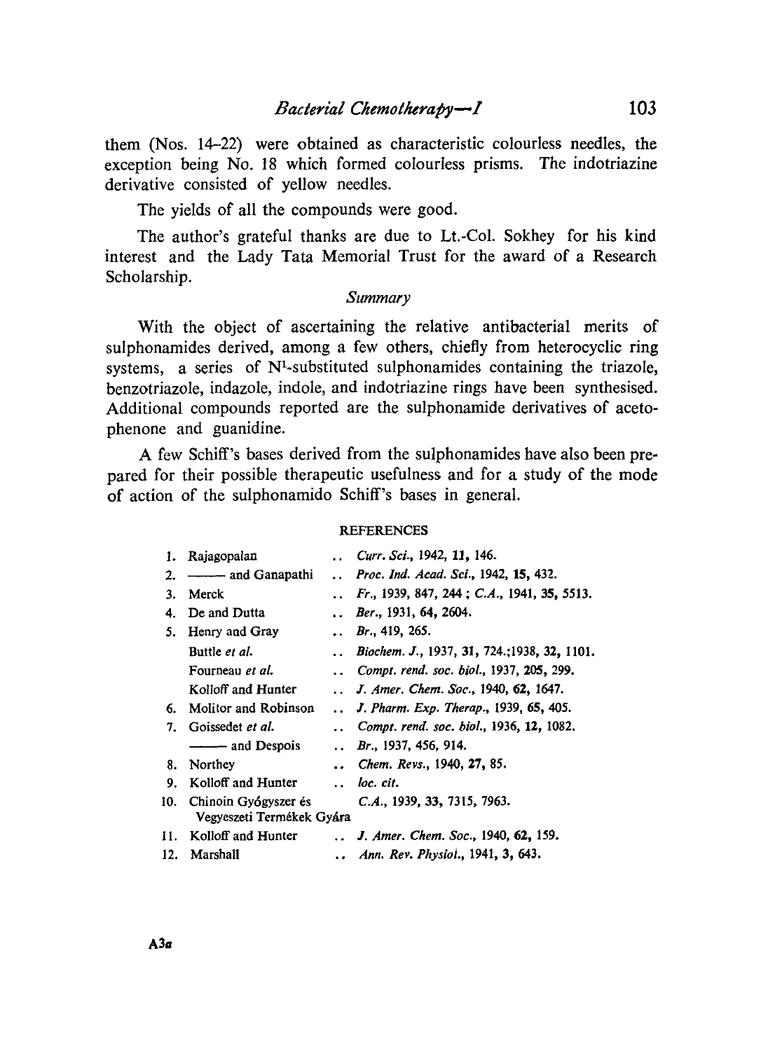them (Nos. 14–22) were obtained as characteristic colourless needles, the exception being No. 18 which formed colourless prisms. The indotriazine derivative consisted of yellow needles.

The yields of all the compounds were good.

The author's grateful thanks are due to Lt.-Col. Sokhey for his kind interest and the Lady Tata Memorial Trust for the award of a Research Scholarship.

## *Summary*

With the object of ascertaining the relative antibacterial merits of sulphonamides derived, among a few others, chiefly from heterocyclic ring systems, a series of N[1]-substituted sulphonamides containing the triazole, benzotriazole, indazole, indole, and indotriazine rings have been synthesised. Additional compounds reported are the sulphonamide derivatives of acetophenone and guanidine.

A few Schiff's bases derived from the sulphonamides have also been prepared for their possible therapeutic usefulness and for a study of the mode of action of the sulphonamido Schiff's bases in general.

## REFERENCES

| | | |
|---|---|---|
| 1. | Rajagopalan | .. *Curr. Sci.*, 1942, **11**, 146. |
| 2. | ——— and Ganapathi | .. *Proc. Ind. Acad. Sci.*, 1942, **15**, 432. |
| 3. | Merck | .. *Fr.*, 1939, 847, 244 ; *C.A.*, 1941, **35**, 5513. |
| 4. | De and Dutta | .. *Ber.*, 1931, **64**, 2604. |
| 5. | Henry and Gray | .. *Br.*, 419, 265. |
| | Buttle *et al.* | .. *Biochem. J.*, 1937, **31**, 724.;1938, **32**, 1101. |
| | Fourneau *et al.* | .. *Compt. rend. soc. biol.*, 1937, **205**, 299. |
| | Kolloff and Hunter | .. *J. Amer. Chem. Soc.*, 1940, **62**, 1647. |
| 6. | Molitor and Robinson | .. *J. Pharm. Exp. Therap.*, 1939, **65**, 405. |
| 7. | Goissedet *et al.* | .. *Compt. rend. soc. biol.*, 1936, **12**, 1082. |
| | ——— and Despois | .. *Br.*, 1937, 456, 914. |
| 8. | Northey | .. *Chem. Revs.*, 1940, **27**, 85. |
| 9. | Kolloff and Hunter | .. *loc. cit.* |
| 10. | Chinoin Gyógyszer és Vegyeszeti Termékek Gyára | *C.A.*, 1939, **33**, 7315, 7963. |
| 11. | Kolloff and Hunter | .. *J. Amer. Chem. Soc.*, 1940, **62**, 159. |
| 12. | Marshall | .. *Ann. Rev. Physiol.*, 1941, **3**, 643. |

A3*a*